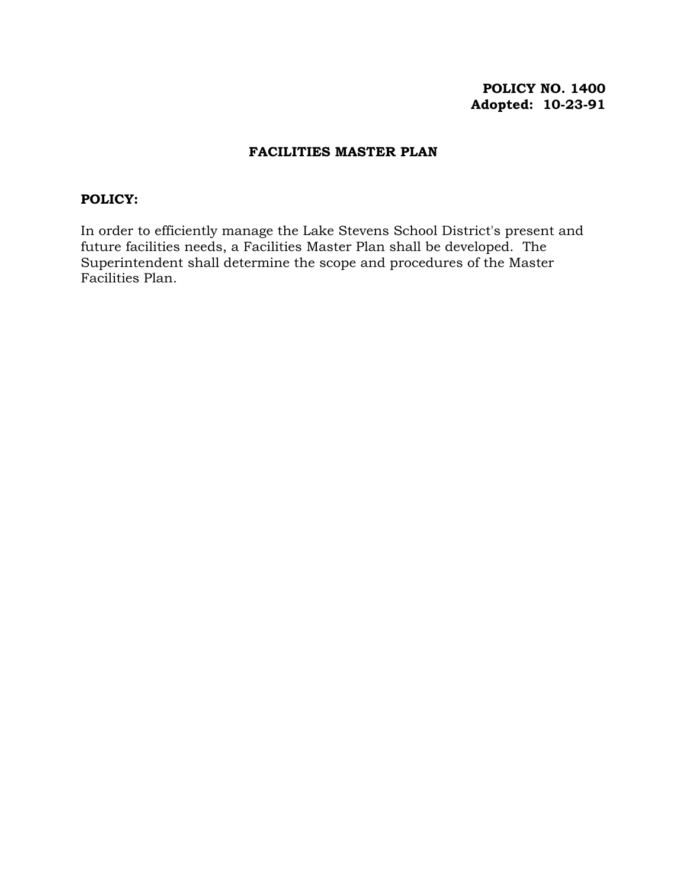**POLICY NO. 1400**
**Adopted: 10-23-91**

# FACILITIES MASTER PLAN

**POLICY:**

In order to efficiently manage the Lake Stevens School District's present and future facilities needs, a Facilities Master Plan shall be developed. The Superintendent shall determine the scope and procedures of the Master Facilities Plan.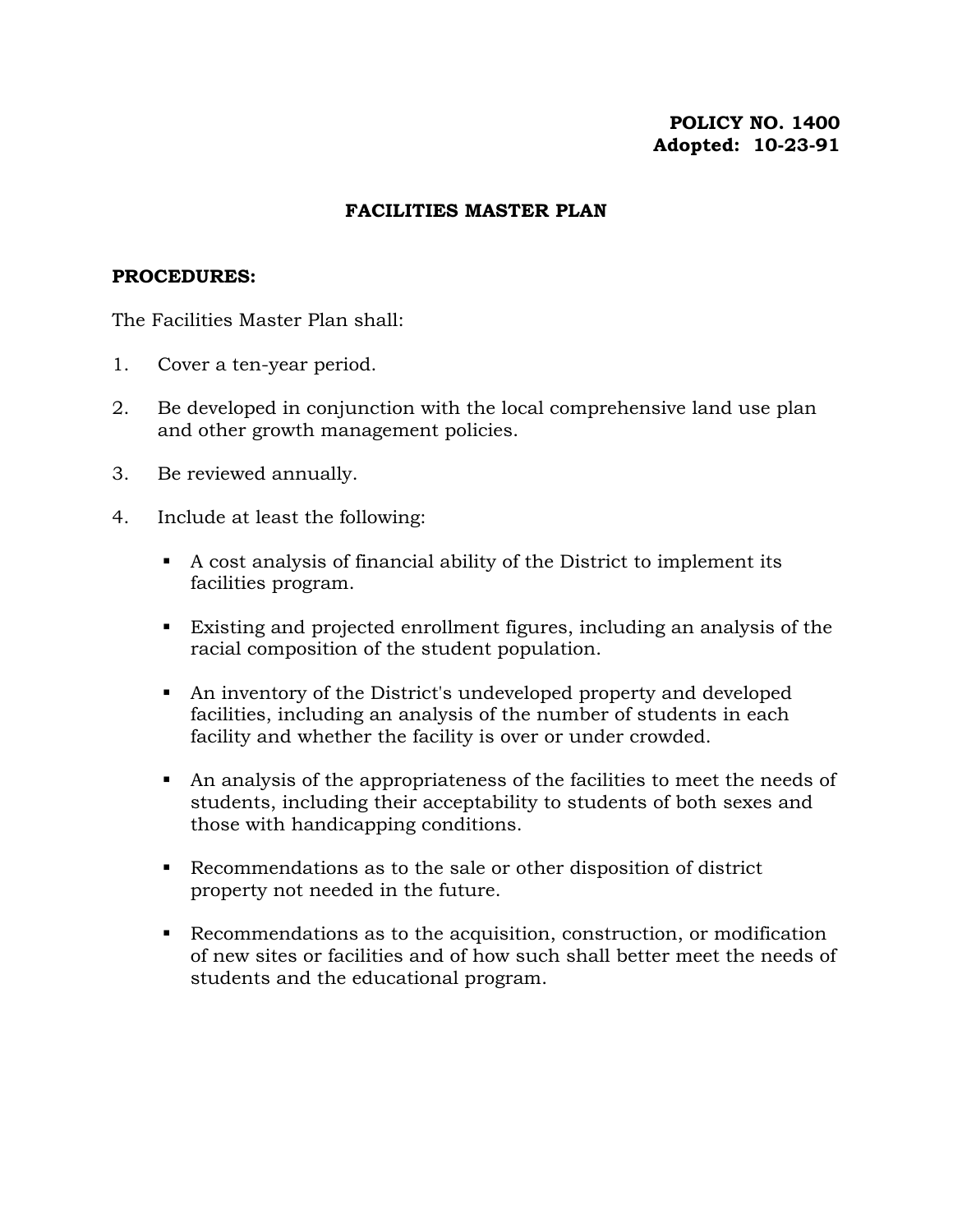**POLICY NO. 1400**
**Adopted: 10-23-91**

# FACILITIES MASTER PLAN

**PROCEDURES:**

The Facilities Master Plan shall:

1. Cover a ten-year period.

2. Be developed in conjunction with the local comprehensive land use plan and other growth management policies.

3. Be reviewed annually.

4. Include at least the following:

   - A cost analysis of financial ability of the District to implement its facilities program.

   - Existing and projected enrollment figures, including an analysis of the racial composition of the student population.

   - An inventory of the District's undeveloped property and developed facilities, including an analysis of the number of students in each facility and whether the facility is over or under crowded.

   - An analysis of the appropriateness of the facilities to meet the needs of students, including their acceptability to students of both sexes and those with handicapping conditions.

   - Recommendations as to the sale or other disposition of district property not needed in the future.

   - Recommendations as to the acquisition, construction, or modification of new sites or facilities and of how such shall better meet the needs of students and the educational program.